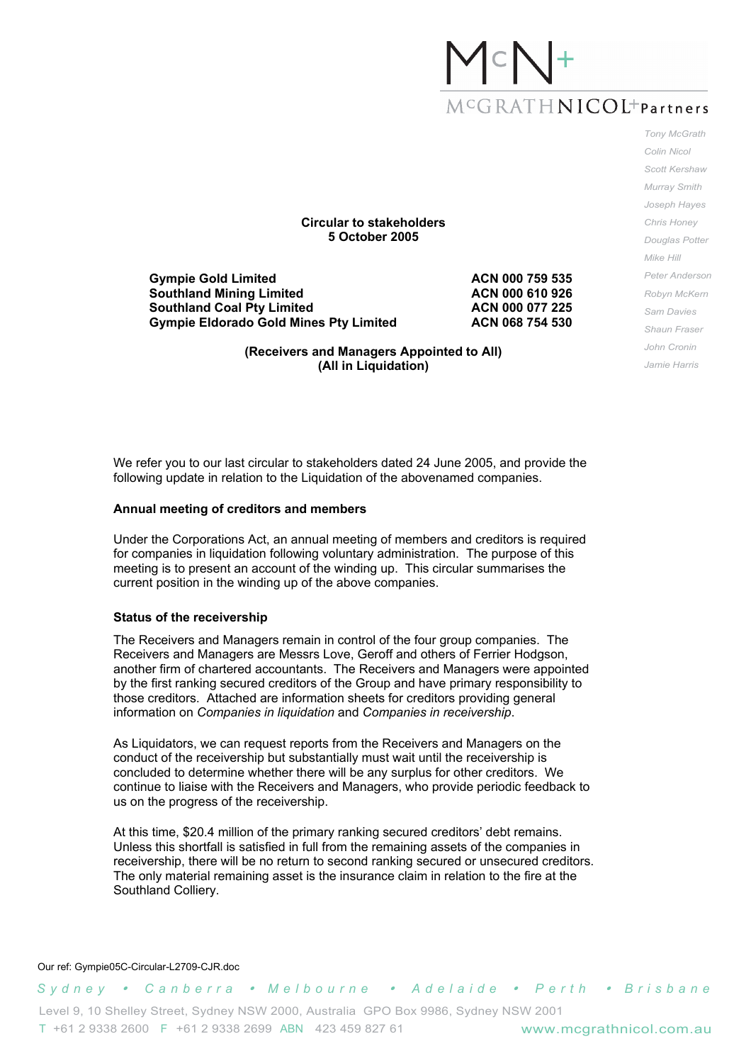**Circular to stakeholders**
**5 October 2005**

| | |
|---|---|
| **Gympie Gold Limited** | **ACN 000 759 535** |
| **Southland Mining Limited** | **ACN 000 610 926** |
| **Southland Coal Pty Limited** | **ACN 000 077 225** |
| **Gympie Eldorado Gold Mines Pty Limited** | **ACN 068 754 530** |

**(Receivers and Managers Appointed to All)**
**(All in Liquidation)**

We refer you to our last circular to stakeholders dated 24 June 2005, and provide the following update in relation to the Liquidation of the abovenamed companies.

**Annual meeting of creditors and members**

Under the Corporations Act, an annual meeting of members and creditors is required for companies in liquidation following voluntary administration. The purpose of this meeting is to present an account of the winding up. This circular summarises the current position in the winding up of the above companies.

**Status of the receivership**

The Receivers and Managers remain in control of the four group companies. The Receivers and Managers are Messrs Love, Geroff and others of Ferrier Hodgson, another firm of chartered accountants. The Receivers and Managers were appointed by the first ranking secured creditors of the Group and have primary responsibility to those creditors. Attached are information sheets for creditors providing general information on *Companies in liquidation* and *Companies in receivership*.

As Liquidators, we can request reports from the Receivers and Managers on the conduct of the receivership but substantially must wait until the receivership is concluded to determine whether there will be any surplus for other creditors. We continue to liaise with the Receivers and Managers, who provide periodic feedback to us on the progress of the receivership.

At this time, $20.4 million of the primary ranking secured creditors' debt remains. Unless this shortfall is satisfied in full from the remaining assets of the companies in receivership, there will be no return to second ranking secured or unsecured creditors. The only material remaining asset is the insurance claim in relation to the fire at the Southland Colliery.

Our ref: Gympie05C-Circular-L2709-CJR.doc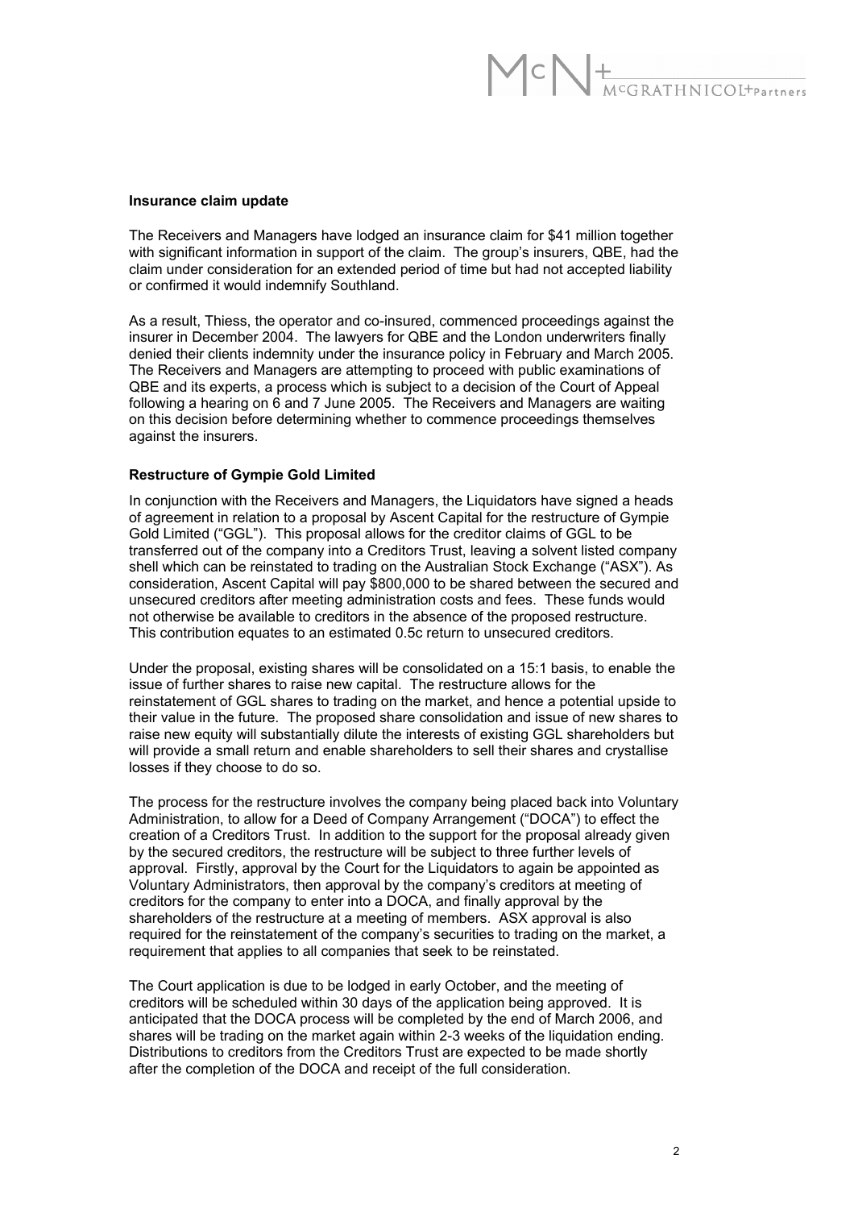**Insurance claim update**

The Receivers and Managers have lodged an insurance claim for $41 million together with significant information in support of the claim. The group's insurers, QBE, had the claim under consideration for an extended period of time but had not accepted liability or confirmed it would indemnify Southland.

As a result, Thiess, the operator and co-insured, commenced proceedings against the insurer in December 2004. The lawyers for QBE and the London underwriters finally denied their clients indemnity under the insurance policy in February and March 2005. The Receivers and Managers are attempting to proceed with public examinations of QBE and its experts, a process which is subject to a decision of the Court of Appeal following a hearing on 6 and 7 June 2005. The Receivers and Managers are waiting on this decision before determining whether to commence proceedings themselves against the insurers.

**Restructure of Gympie Gold Limited**

In conjunction with the Receivers and Managers, the Liquidators have signed a heads of agreement in relation to a proposal by Ascent Capital for the restructure of Gympie Gold Limited ("GGL"). This proposal allows for the creditor claims of GGL to be transferred out of the company into a Creditors Trust, leaving a solvent listed company shell which can be reinstated to trading on the Australian Stock Exchange ("ASX"). As consideration, Ascent Capital will pay $800,000 to be shared between the secured and unsecured creditors after meeting administration costs and fees. These funds would not otherwise be available to creditors in the absence of the proposed restructure. This contribution equates to an estimated 0.5c return to unsecured creditors.

Under the proposal, existing shares will be consolidated on a 15:1 basis, to enable the issue of further shares to raise new capital. The restructure allows for the reinstatement of GGL shares to trading on the market, and hence a potential upside to their value in the future. The proposed share consolidation and issue of new shares to raise new equity will substantially dilute the interests of existing GGL shareholders but will provide a small return and enable shareholders to sell their shares and crystallise losses if they choose to do so.

The process for the restructure involves the company being placed back into Voluntary Administration, to allow for a Deed of Company Arrangement ("DOCA") to effect the creation of a Creditors Trust. In addition to the support for the proposal already given by the secured creditors, the restructure will be subject to three further levels of approval. Firstly, approval by the Court for the Liquidators to again be appointed as Voluntary Administrators, then approval by the company's creditors at meeting of creditors for the company to enter into a DOCA, and finally approval by the shareholders of the restructure at a meeting of members. ASX approval is also required for the reinstatement of the company's securities to trading on the market, a requirement that applies to all companies that seek to be reinstated.

The Court application is due to be lodged in early October, and the meeting of creditors will be scheduled within 30 days of the application being approved. It is anticipated that the DOCA process will be completed by the end of March 2006, and shares will be trading on the market again within 2-3 weeks of the liquidation ending. Distributions to creditors from the Creditors Trust are expected to be made shortly after the completion of the DOCA and receipt of the full consideration.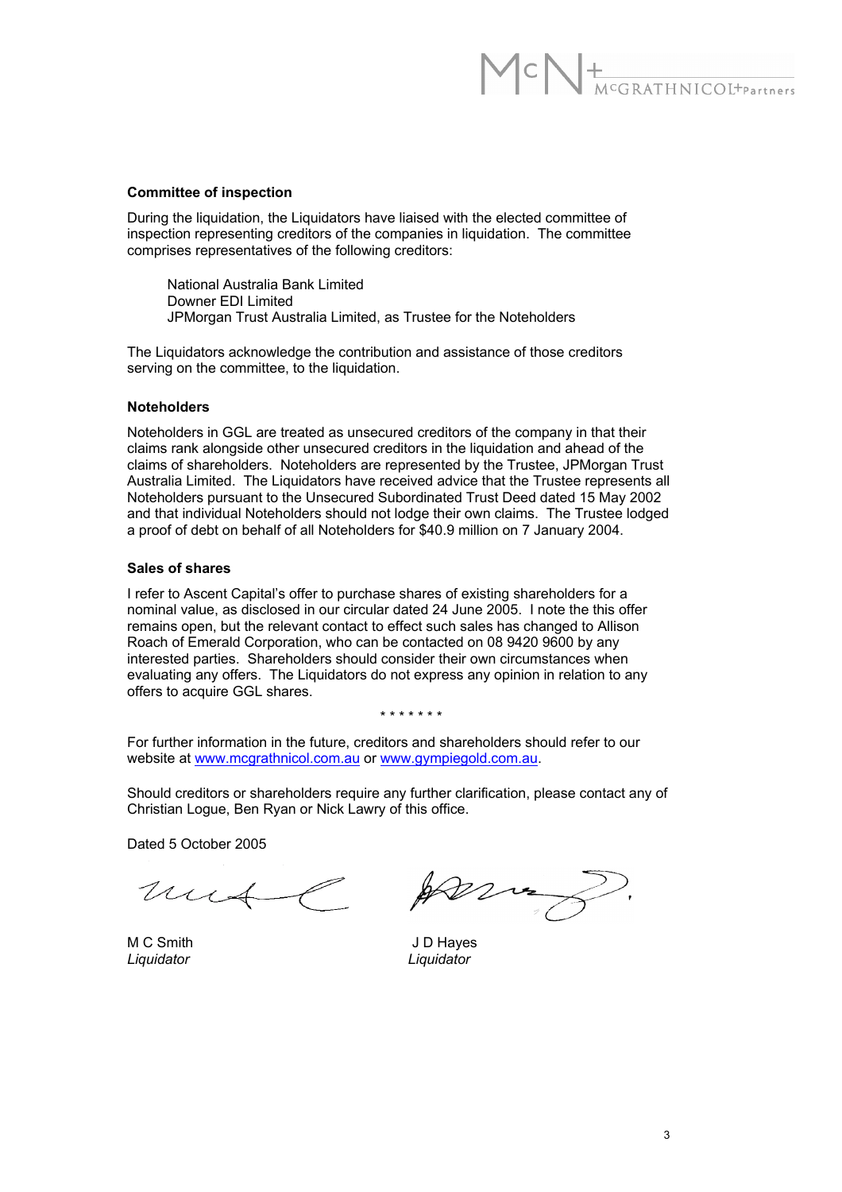**Committee of inspection**

During the liquidation, the Liquidators have liaised with the elected committee of inspection representing creditors of the companies in liquidation. The committee comprises representatives of the following creditors:

National Australia Bank Limited
Downer EDI Limited
JPMorgan Trust Australia Limited, as Trustee for the Noteholders

The Liquidators acknowledge the contribution and assistance of those creditors serving on the committee, to the liquidation.

**Noteholders**

Noteholders in GGL are treated as unsecured creditors of the company in that their claims rank alongside other unsecured creditors in the liquidation and ahead of the claims of shareholders. Noteholders are represented by the Trustee, JPMorgan Trust Australia Limited. The Liquidators have received advice that the Trustee represents all Noteholders pursuant to the Unsecured Subordinated Trust Deed dated 15 May 2002 and that individual Noteholders should not lodge their own claims. The Trustee lodged a proof of debt on behalf of all Noteholders for $40.9 million on 7 January 2004.

**Sales of shares**

I refer to Ascent Capital's offer to purchase shares of existing shareholders for a nominal value, as disclosed in our circular dated 24 June 2005. I note the this offer remains open, but the relevant contact to effect such sales has changed to Allison Roach of Emerald Corporation, who can be contacted on 08 9420 9600 by any interested parties. Shareholders should consider their own circumstances when evaluating any offers. The Liquidators do not express any opinion in relation to any offers to acquire GGL shares.

\* \* \* \* \* \* \*

For further information in the future, creditors and shareholders should refer to our website at www.mcgrathnicol.com.au or www.gympiegold.com.au.

Should creditors or shareholders require any further clarification, please contact any of Christian Logue, Ben Ryan or Nick Lawry of this office.

Dated 5 October 2005

| | |
|---|---|
| M C Smith | J D Hayes |
| *Liquidator* | *Liquidator* |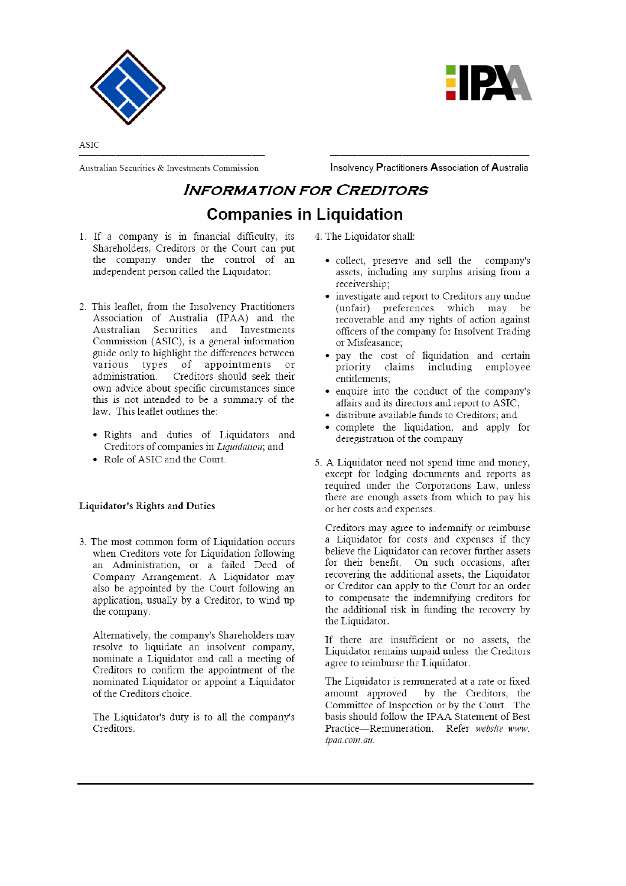ASIC

Australian Securities & Investments Commission

Insolvency Practitioners Association of Australia

# INFORMATION FOR CREDITORS

## Companies in Liquidation

1. If a company is in financial difficulty, its Shareholders, Creditors or the Court can put the company under the control of an independent person called the Liquidator.

2. This leaflet, from the Insolvency Practitioners Association of Australia (IPAA) and the Australian Securities and Investments Commission (ASIC), is a general information guide only to highlight the differences between various types of appointments or administration. Creditors should seek their own advice about specific circumstances since this is not intended to be a summary of the law. This leaflet outlines the:

   - Rights and duties of Liquidators and Creditors of companies in *Liquidation*; and
   - Role of ASIC and the Court.

### Liquidator's Rights and Duties

3. The most common form of Liquidation occurs when Creditors vote for Liquidation following an Administration, or a failed Deed of Company Arrangement. A Liquidator may also be appointed by the Court following an application, usually by a Creditor, to wind up the company.

   Alternatively, the company's Shareholders may resolve to liquidate an insolvent company, nominate a Liquidator and call a meeting of Creditors to confirm the appointment of the nominated Liquidator or appoint a Liquidator of the Creditors choice.

   The Liquidator's duty is to all the company's Creditors.

4. The Liquidator shall:

   - collect, preserve and sell the company's assets, including any surplus arising from a receivership;
   - investigate and report to Creditors any undue (unfair) preferences which may be recoverable and any rights of action against officers of the company for Insolvent Trading or Misfeasance;
   - pay the cost of liquidation and certain priority claims including employee entitlements;
   - enquire into the conduct of the company's affairs and its directors and report to ASIC;
   - distribute available funds to Creditors; and
   - complete the liquidation, and apply for deregistration of the company

5. A Liquidator need not spend time and money, except for lodging documents and reports as required under the Corporations Law, unless there are enough assets from which to pay his or her costs and expenses.

   Creditors may agree to indemnify or reimburse a Liquidator for costs and expenses if they believe the Liquidator can recover further assets for their benefit. On such occasions, after recovering the additional assets, the Liquidator or Creditor can apply to the Court for an order to compensate the indemnifying creditors for the additional risk in funding the recovery by the Liquidator.

   If there are insufficient or no assets, the Liquidator remains unpaid unless the Creditors agree to reimburse the Liquidator.

   The Liquidator is remunerated at a rate or fixed amount approved by the Creditors, the Committee of Inspection or by the Court. The basis should follow the IPAA Statement of Best Practice—Remuneration. Refer *website www. ipaa.com.au.*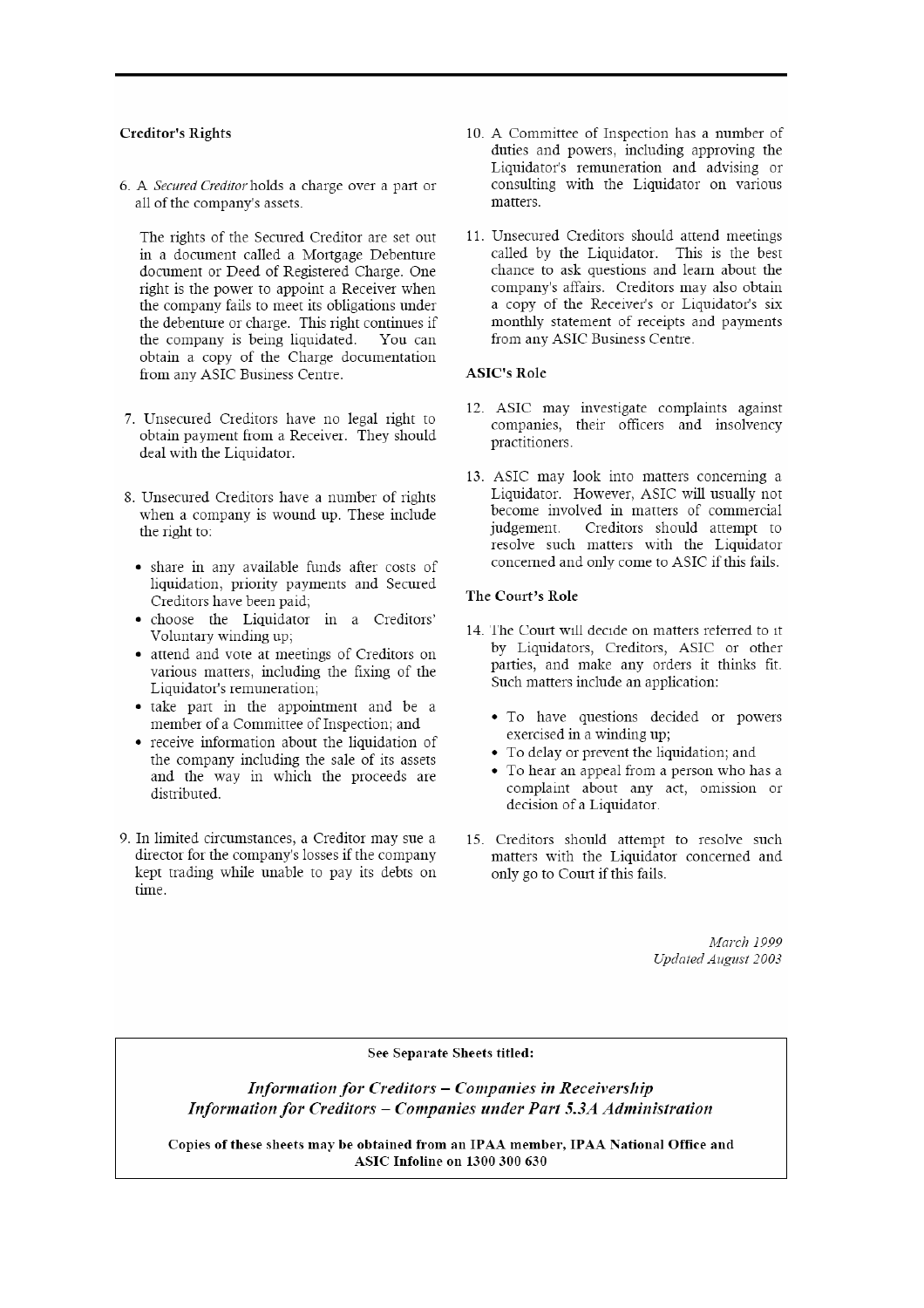### Creditor's Rights

6. A *Secured Creditor* holds a charge over a part or all of the company's assets.

   The rights of the Secured Creditor are set out in a document called a Mortgage Debenture document or Deed of Registered Charge. One right is the power to appoint a Receiver when the company fails to meet its obligations under the debenture or charge. This right continues if the company is being liquidated. You can obtain a copy of the Charge documentation from any ASIC Business Centre.

7. Unsecured Creditors have no legal right to obtain payment from a Receiver. They should deal with the Liquidator.

8. Unsecured Creditors have a number of rights when a company is wound up. These include the right to:

   - share in any available funds after costs of liquidation, priority payments and Secured Creditors have been paid;
   - choose the Liquidator in a Creditors' Voluntary winding up;
   - attend and vote at meetings of Creditors on various matters, including the fixing of the Liquidator's remuneration;
   - take part in the appointment and be a member of a Committee of Inspection; and
   - receive information about the liquidation of the company including the sale of its assets and the way in which the proceeds are distributed.

9. In limited circumstances, a Creditor may sue a director for the company's losses if the company kept trading while unable to pay its debts on time.

10. A Committee of Inspection has a number of duties and powers, including approving the Liquidator's remuneration and advising or consulting with the Liquidator on various matters.

11. Unsecured Creditors should attend meetings called by the Liquidator. This is the best chance to ask questions and learn about the company's affairs. Creditors may also obtain a copy of the Receiver's or Liquidator's six monthly statement of receipts and payments from any ASIC Business Centre.

### ASIC's Role

12. ASIC may investigate complaints against companies, their officers and insolvency practitioners.

13. ASIC may look into matters concerning a Liquidator. However, ASIC will usually not become involved in matters of commercial judgement. Creditors should attempt to resolve such matters with the Liquidator concerned and only come to ASIC if this fails.

### The Court's Role

14. The Court will decide on matters referred to it by Liquidators, Creditors, ASIC or other parties, and make any orders it thinks fit. Such matters include an application:

   - To have questions decided or powers exercised in a winding up;
   - To delay or prevent the liquidation; and
   - To hear an appeal from a person who has a complaint about any act, omission or decision of a Liquidator.

15. Creditors should attempt to resolve such matters with the Liquidator concerned and only go to Court if this fails.

*March 1999*
*Updated August 2003*

---

**See Separate Sheets titled:**

***Information for Creditors – Companies in Receivership***
***Information for Creditors – Companies under Part 5.3A Administration***

**Copies of these sheets may be obtained from an IPAA member, IPAA National Office and ASIC Infoline on 1300 300 630**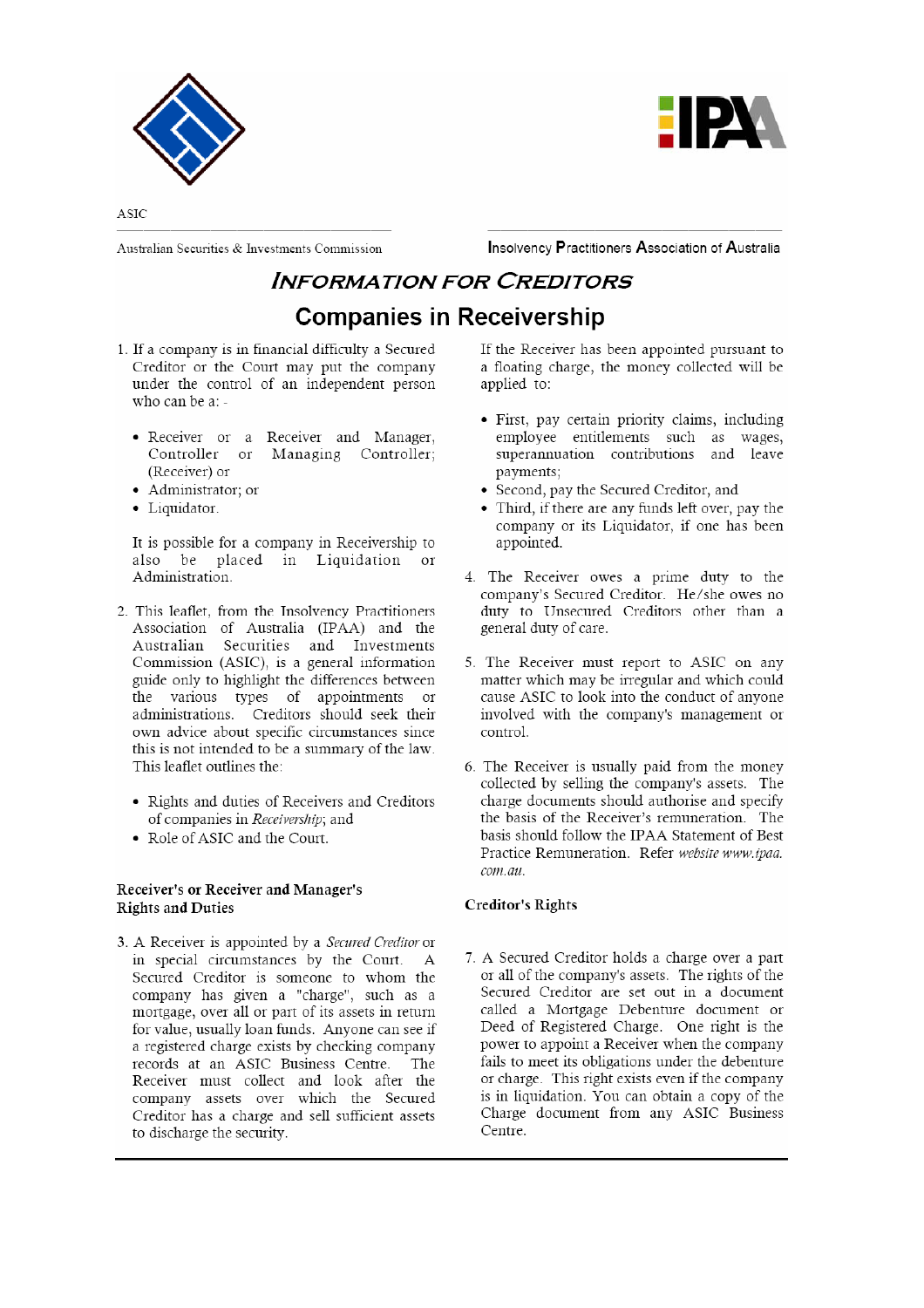ASIC

Australian Securities & Investments Commission

Insolvency Practitioners Association of Australia

# *INFORMATION FOR CREDITORS*

## Companies in Receivership

1. If a company is in financial difficulty a Secured Creditor or the Court may put the company under the control of an independent person who can be a: -

   - Receiver or a Receiver and Manager, Controller or Managing Controller; (Receiver) or
   - Administrator; or
   - Liquidator.

   It is possible for a company in Receivership to also be placed in Liquidation or Administration.

2. This leaflet, from the Insolvency Practitioners Association of Australia (IPAA) and the Australian Securities and Investments Commission (ASIC), is a general information guide only to highlight the differences between the various types of appointments or administrations. Creditors should seek their own advice about specific circumstances since this is not intended to be a summary of the law. This leaflet outlines the:

   - Rights and duties of Receivers and Creditors of companies in *Receivership*; and
   - Role of ASIC and the Court.

### Receiver's or Receiver and Manager's Rights and Duties

3. A Receiver is appointed by a *Secured Creditor* or in special circumstances by the Court. A Secured Creditor is someone to whom the company has given a "charge", such as a mortgage, over all or part of its assets in return for value, usually loan funds. Anyone can see if a registered charge exists by checking company records at an ASIC Business Centre. The Receiver must collect and look after the company assets over which the Secured Creditor has a charge and sell sufficient assets to discharge the security.

   If the Receiver has been appointed pursuant to a floating charge, the money collected will be applied to:

   - First, pay certain priority claims, including employee entitlements such as wages, superannuation contributions and leave payments;
   - Second, pay the Secured Creditor, and
   - Third, if there are any funds left over, pay the company or its Liquidator, if one has been appointed.

4. The Receiver owes a prime duty to the company's Secured Creditor. He/she owes no duty to Unsecured Creditors other than a general duty of care.

5. The Receiver must report to ASIC on any matter which may be irregular and which could cause ASIC to look into the conduct of anyone involved with the company's management or control.

6. The Receiver is usually paid from the money collected by selling the company's assets. The charge documents should authorise and specify the basis of the Receiver's remuneration. The basis should follow the IPAA Statement of Best Practice Remuneration. Refer *website www.ipaa.com.au.*

### Creditor's Rights

7. A Secured Creditor holds a charge over a part or all of the company's assets. The rights of the Secured Creditor are set out in a document called a Mortgage Debenture document or Deed of Registered Charge. One right is the power to appoint a Receiver when the company fails to meet its obligations under the debenture or charge. This right exists even if the company is in liquidation. You can obtain a copy of the Charge document from any ASIC Business Centre.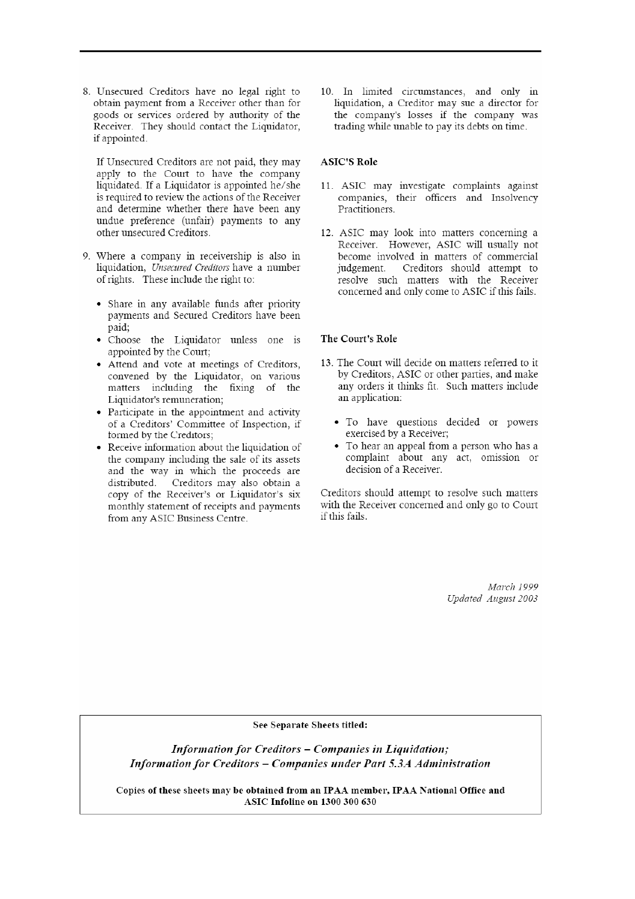8. Unsecured Creditors have no legal right to obtain payment from a Receiver other than for goods or services ordered by authority of the Receiver. They should contact the Liquidator, if appointed.

   If Unsecured Creditors are not paid, they may apply to the Court to have the company liquidated. If a Liquidator is appointed he/she is required to review the actions of the Receiver and determine whether there have been any undue preference (unfair) payments to any other unsecured Creditors.

9. Where a company in receivership is also in liquidation, *Unsecured Creditors* have a number of rights. These include the right to:

   - Share in any available funds after priority payments and Secured Creditors have been paid;
   - Choose the Liquidator unless one is appointed by the Court;
   - Attend and vote at meetings of Creditors, convened by the Liquidator, on various matters including the fixing of the Liquidator's remuneration;
   - Participate in the appointment and activity of a Creditors' Committee of Inspection, if formed by the Creditors;
   - Receive information about the liquidation of the company including the sale of its assets and the way in which the proceeds are distributed. Creditors may also obtain a copy of the Receiver's or Liquidator's six monthly statement of receipts and payments from any ASIC Business Centre.

10. In limited circumstances, and only in liquidation, a Creditor may sue a director for the company's losses if the company was trading while unable to pay its debts on time.

### ASIC'S Role

11. ASIC may investigate complaints against companies, their officers and Insolvency Practitioners.

12. ASIC may look into matters concerning a Receiver. However, ASIC will usually not become involved in matters of commercial judgement. Creditors should attempt to resolve such matters with the Receiver concerned and only come to ASIC if this fails.

### The Court's Role

13. The Court will decide on matters referred to it by Creditors, ASIC or other parties, and make any orders it thinks fit. Such matters include an application:

    - To have questions decided or powers exercised by a Receiver;
    - To hear an appeal from a person who has a complaint about any act, omission or decision of a Receiver.

Creditors should attempt to resolve such matters with the Receiver concerned and only go to Court if this fails.

*March 1999*
*Updated August 2003*

**See Separate Sheets titled:**

***Information for Creditors – Companies in Liquidation;***
***Information for Creditors – Companies under Part 5.3A Administration***

**Copies of these sheets may be obtained from an IPAA member, IPAA National Office and ASIC Infoline on 1300 300 630**